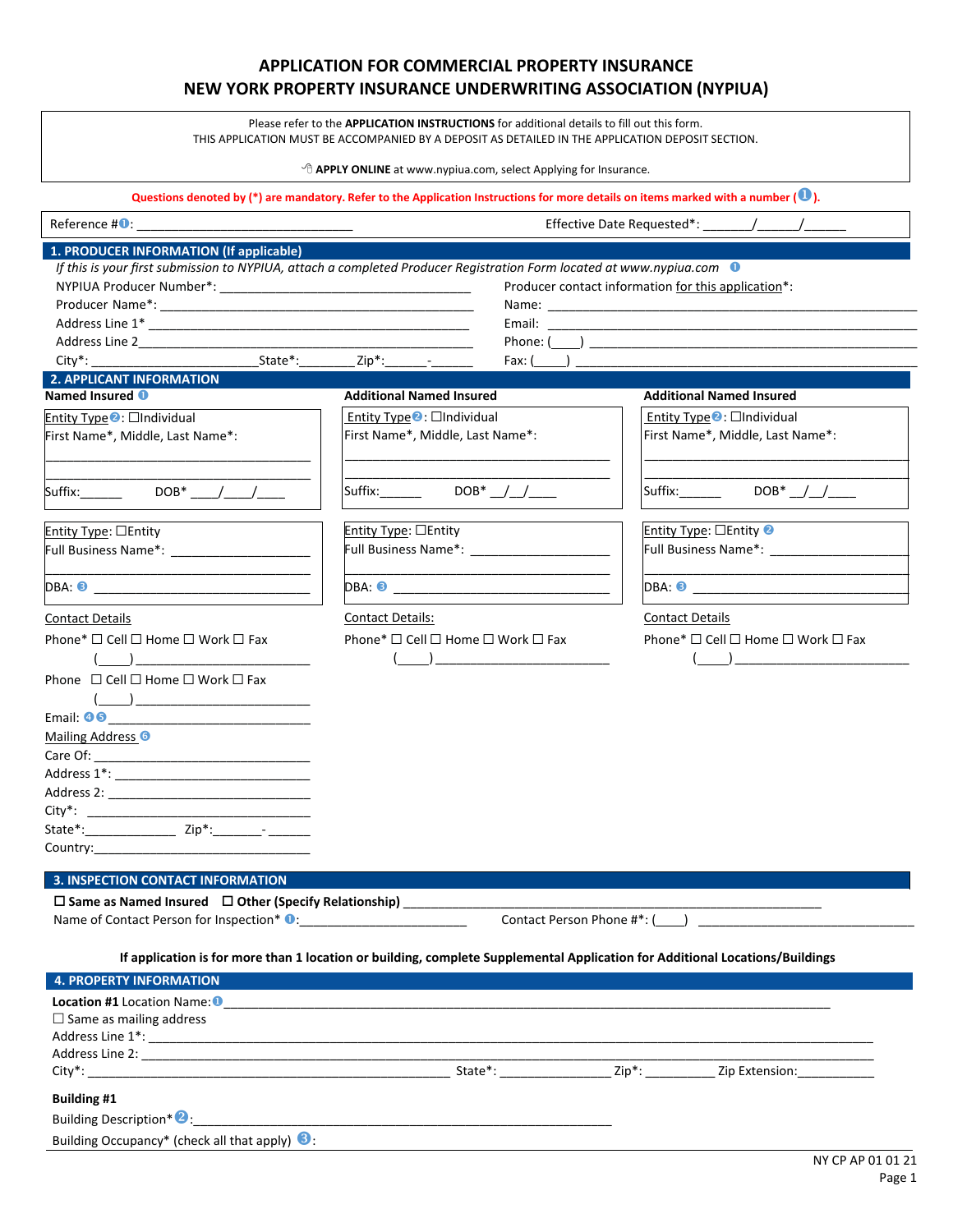# APPLICATION FOR COMMERCIAL PROPERTY INSURANCE
# NEW YORK PROPERTY INSURANCE UNDERWRITING ASSOCIATION (NYPIUA)

Please refer to the **APPLICATION INSTRUCTIONS** for additional details to fill out this form.
THIS APPLICATION MUST BE ACCOMPANIED BY A DEPOSIT AS DETAILED IN THE APPLICATION DEPOSIT SECTION.

**APPLY ONLINE** at www.nypiua.com, select Applying for Insurance.

**Questions denoted by (*) are mandatory. Refer to the Application Instructions for more details on items marked with a number (❶).**

Reference #❶: ______________________________ Effective Date Requested*: _______/______/______

## 1. PRODUCER INFORMATION (If applicable)

*If this is your first submission to NYPIUA, attach a completed Producer Registration Form located at www.nypiua.com* ❶

NYPIUA Producer Number*: ___________________________________
Producer Name*: ___________________________________
Address Line 1* ___________________________________
Address Line 2 ___________________________________
City*: ______________________ State*: ________ Zip*: ______-______

Producer contact information for this application*:
Name: ___________________________________
Email: ___________________________________
Phone: (____) ___________________________________
Fax: (____) ___________________________________

## 2. APPLICANT INFORMATION

**Named Insured** ❶

Entity Type❷: ☐Individual
First Name*, Middle, Last Name*:
___________________________________
___________________________________
Suffix:______ DOB* ____/____/____

Entity Type: ☐Entity
Full Business Name*: ____________________
___________________________________
DBA: ❸ ___________________________________

Contact Details
Phone* ☐ Cell ☐ Home ☐ Work ☐ Fax
(____) ________________________
Phone ☐ Cell ☐ Home ☐ Work ☐ Fax
(____) ________________________
Email: ❹❺ ________________________

Mailing Address ❻
Care Of: ________________________
Address 1*: ________________________
Address 2: ________________________
City*: ________________________
State*:_____________ Zip*:_______-______
Country:________________________

**Additional Named Insured**

Entity Type❷: ☐Individual
First Name*, Middle, Last Name*:
___________________________________
___________________________________
Suffix:______ DOB* __/__/____

Entity Type: ☐Entity
Full Business Name*: ____________________
___________________________________
DBA: ❸ ___________________________________

Contact Details:
Phone* ☐ Cell ☐ Home ☐ Work ☐ Fax
(____) ________________________

**Additional Named Insured**

Entity Type❷: ☐Individual
First Name*, Middle, Last Name*:
___________________________________
___________________________________
Suffix:______ DOB* __/__/____

Entity Type: ☐Entity ❷
Full Business Name*: ____________________
___________________________________
DBA: ❸ ___________________________________

Contact Details
Phone* ☐ Cell ☐ Home ☐ Work ☐ Fax
(____) ________________________

## 3. INSPECTION CONTACT INFORMATION

☐ **Same as Named Insured** ☐ **Other (Specify Relationship)** ___________________________________
Name of Contact Person for Inspection* ❶:______________________ Contact Person Phone #*: (____) ______________________

**If application is for more than 1 location or building, complete Supplemental Application for Additional Locations/Buildings**

## 4. PROPERTY INFORMATION

**Location #1** Location Name:❶ ___________________________________
☐ Same as mailing address
Address Line 1*: ___________________________________
Address Line 2: ___________________________________
City*: ______________________ State*: ______________ Zip*: __________ Zip Extension:___________

**Building #1**

Building Description*❷:___________________________________

Building Occupancy* (check all that apply) ❸: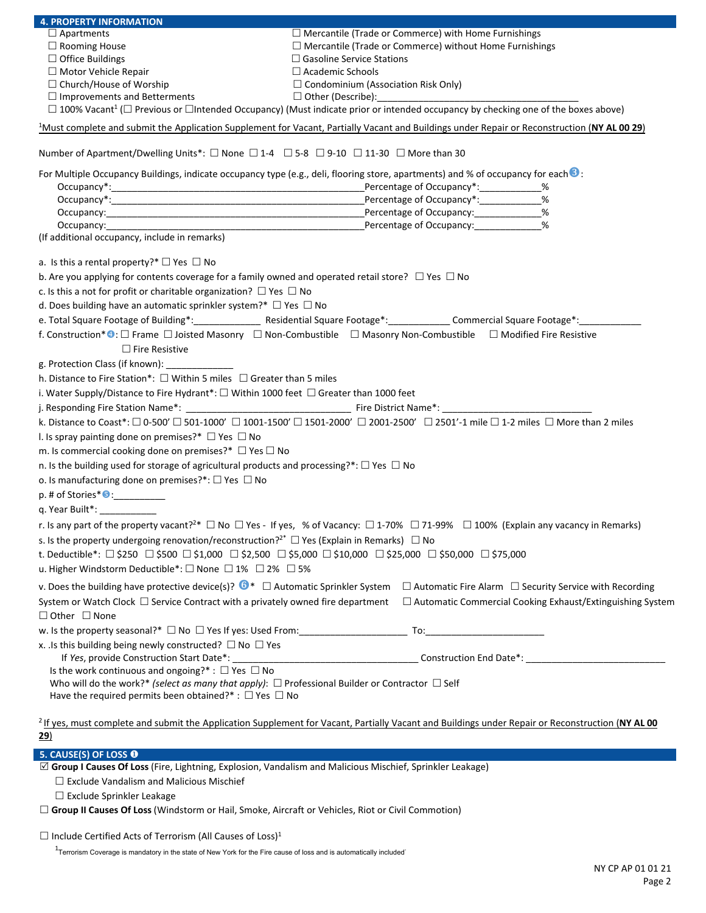## 4. PROPERTY INFORMATION

☐ Apartments
☐ Rooming House
☐ Office Buildings
☐ Motor Vehicle Repair
☐ Church/House of Worship
☐ Improvements and Betterments
☐ Mercantile (Trade or Commerce) with Home Furnishings
☐ Mercantile (Trade or Commerce) without Home Furnishings
☐ Gasoline Service Stations
☐ Academic Schools
☐ Condominium (Association Risk Only)
☐ Other (Describe):_______________________________________
☐ 100% Vacant[1] (☐ Previous or ☐Intended Occupancy) (Must indicate prior or intended occupancy by checking one of the boxes above)

[1]Must complete and submit the Application Supplement for Vacant, Partially Vacant and Buildings under Repair or Reconstruction (**NY AL 00 29**)

Number of Apartment/Dwelling Units*: ☐ None ☐ 1-4 ☐ 5-8 ☐ 9-10 ☐ 11-30 ☐ More than 30

For Multiple Occupancy Buildings, indicate occupancy type (e.g., deli, flooring store, apartments) and % of occupancy for each ❸:

Occupancy*:_________________________________________________Percentage of Occupancy*:____________%
Occupancy*:_________________________________________________Percentage of Occupancy*:____________%
Occupancy:__________________________________________________Percentage of Occupancy:_____________%
Occupancy:__________________________________________________Percentage of Occupancy:_____________%
(If additional occupancy, include in remarks)

a. Is this a rental property?* ☐ Yes ☐ No
b. Are you applying for contents coverage for a family owned and operated retail store? ☐ Yes ☐ No
c. Is this a not for profit or charitable organization? ☐ Yes ☐ No
d. Does building have an automatic sprinkler system?* ☐ Yes ☐ No
e. Total Square Footage of Building*:_____________ Residential Square Footage*:____________ Commercial Square Footage*:____________
f. Construction*❹: ☐ Frame ☐ Joisted Masonry ☐ Non-Combustible ☐ Masonry Non-Combustible ☐ Modified Fire Resistive ☐ Fire Resistive
g. Protection Class (if known): _____________
h. Distance to Fire Station*: ☐ Within 5 miles ☐ Greater than 5 miles
i. Water Supply/Distance to Fire Hydrant*: ☐ Within 1000 feet ☐ Greater than 1000 feet
j. Responding Fire Station Name*: ________________________________ Fire District Name*: _____________________________
k. Distance to Coast*: ☐ 0-500' ☐ 501-1000' ☐ 1001-1500' ☐ 1501-2000' ☐ 2001-2500' ☐ 2501'-1 mile ☐ 1-2 miles ☐ More than 2 miles
l. Is spray painting done on premises?* ☐ Yes ☐ No
m. Is commercial cooking done on premises?* ☐ Yes ☐ No
n. Is the building used for storage of agricultural products and processing?*: ☐ Yes ☐ No
o. Is manufacturing done on premises?*: ☐ Yes ☐ No
p. # of Stories*❺:__________
q. Year Built*: ___________
r. Is any part of the property vacant?[2]* ☐ No ☐ Yes - If yes, % of Vacancy: ☐ 1-70% ☐ 71-99% ☐ 100% (Explain any vacancy in Remarks)
s. Is the property undergoing renovation/reconstruction?[2]* ☐ Yes (Explain in Remarks) ☐ No
t. Deductible*: ☐ $250 ☐ $500 ☐ $1,000 ☐ $2,500 ☐ $5,000 ☐ $10,000 ☐ $25,000 ☐ $50,000 ☐ $75,000
u. Higher Windstorm Deductible*: ☐ None ☐ 1% ☐ 2% ☐ 5%
v. Does the building have protective device(s)? ❻* ☐ Automatic Sprinkler System ☐ Automatic Fire Alarm ☐ Security Service with Recording System or Watch Clock ☐ Service Contract with a privately owned fire department ☐ Automatic Commercial Cooking Exhaust/Extinguishing System ☐ Other ☐ None
w. Is the property seasonal?* ☐ No ☐ Yes If yes: Used From:____________________ To:_______________________
x. .Is this building being newly constructed? ☐ No ☐ Yes

If *Yes*, provide Construction Start Date*: ___________________________________ Construction End Date*: ___________________________

Is the work continuous and ongoing?* : ☐ Yes ☐ No

Who will do the work?* *(select as many that apply)*: ☐ Professional Builder or Contractor ☐ Self

Have the required permits been obtained?* : ☐ Yes ☐ No

[2] If yes, must complete and submit the Application Supplement for Vacant, Partially Vacant and Buildings under Repair or Reconstruction (**NY AL 00 29**)

## 5. CAUSE(S) OF LOSS ❶

☑ **Group I Causes Of Loss** (Fire, Lightning, Explosion, Vandalism and Malicious Mischief, Sprinkler Leakage)

☐ Exclude Vandalism and Malicious Mischief

☐ Exclude Sprinkler Leakage

☐ **Group II Causes Of Loss** (Windstorm or Hail, Smoke, Aircraft or Vehicles, Riot or Civil Commotion)

☐ Include Certified Acts of Terrorism (All Causes of Loss)[1]

[1]Terrorism Coverage is mandatory in the state of New York for the Fire cause of loss and is automatically included

NY CP AP 01 01 21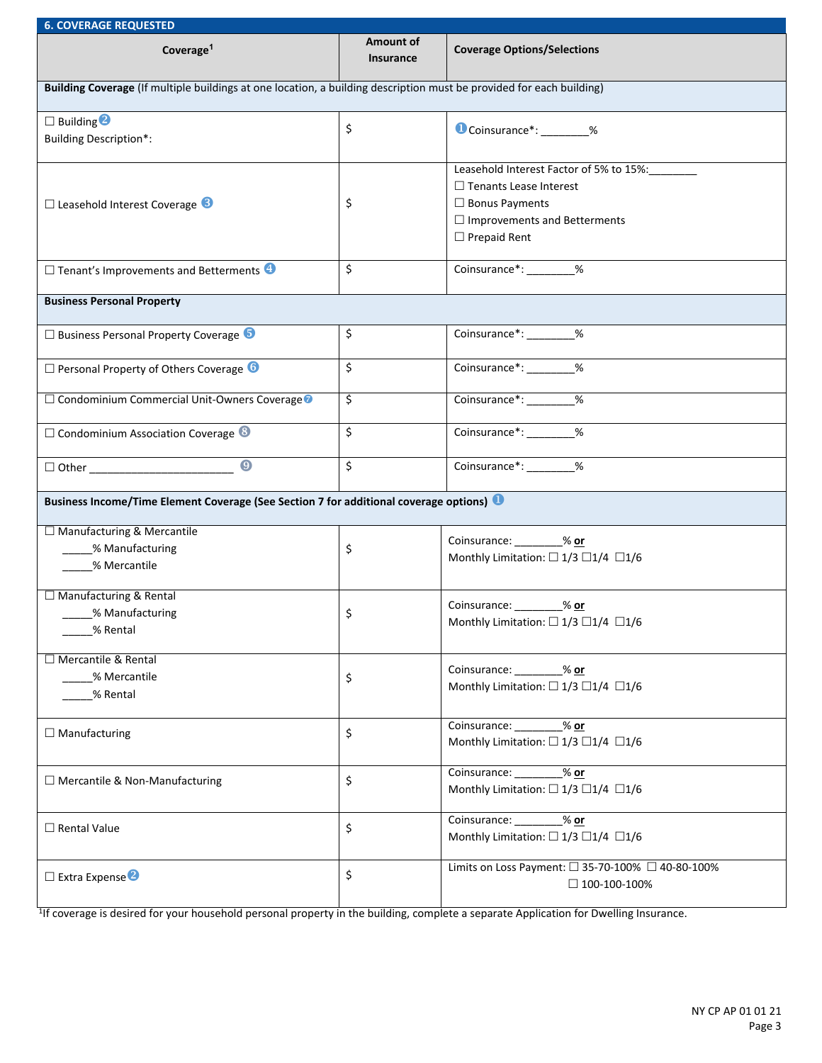## 6. COVERAGE REQUESTED

| Coverage[1] | Amount of Insurance | Coverage Options/Selections |
|---|---|---|
| **Building Coverage** (If multiple buildings at one location, a building description must be provided for each building) | | |
| ☐ Building ❷<br>Building Description*: | $ | ❶Coinsurance*: ________% |
| ☐ Leasehold Interest Coverage ❸ | $ | Leasehold Interest Factor of 5% to 15%:________<br>☐ Tenants Lease Interest<br>☐ Bonus Payments<br>☐ Improvements and Betterments<br>☐ Prepaid Rent |
| ☐ Tenant's Improvements and Betterments ❹ | $ | Coinsurance*: ________% |
| **Business Personal Property** | | |
| ☐ Business Personal Property Coverage ❺ | $ | Coinsurance*: ________% |
| ☐ Personal Property of Others Coverage ❻ | $ | Coinsurance*: ________% |
| ☐ Condominium Commercial Unit-Owners Coverage ❼ | $ | Coinsurance*: ________% |
| ☐ Condominium Association Coverage ❽ | $ | Coinsurance*: ________% |
| ☐ Other ________________________ ❾ | $ | Coinsurance*: ________% |
| **Business Income/Time Element Coverage (See Section 7 for additional coverage options)** ❶ | | |
| ☐ Manufacturing & Mercantile<br>_____% Manufacturing<br>_____% Mercantile | $ | Coinsurance: ________% **or**<br>Monthly Limitation: ☐ 1/3 ☐1/4 ☐1/6 |
| ☐ Manufacturing & Rental<br>_____% Manufacturing<br>_____% Rental | $ | Coinsurance: ________% **or**<br>Monthly Limitation: ☐ 1/3 ☐1/4 ☐1/6 |
| ☐ Mercantile & Rental<br>_____% Mercantile<br>_____% Rental | $ | Coinsurance: ________% **or**<br>Monthly Limitation: ☐ 1/3 ☐1/4 ☐1/6 |
| ☐ Manufacturing | $ | Coinsurance: ________% **or**<br>Monthly Limitation: ☐ 1/3 ☐1/4 ☐1/6 |
| ☐ Mercantile & Non-Manufacturing | $ | Coinsurance: ________% **or**<br>Monthly Limitation: ☐ 1/3 ☐1/4 ☐1/6 |
| ☐ Rental Value | $ | Coinsurance: ________% **or**<br>Monthly Limitation: ☐ 1/3 ☐1/4 ☐1/6 |
| ☐ Extra Expense ❷ | $ | Limits on Loss Payment: ☐ 35-70-100% ☐ 40-80-100%<br>☐ 100-100-100% |

[1]If coverage is desired for your household personal property in the building, complete a separate Application for Dwelling Insurance.

NY CP AP 01 01 21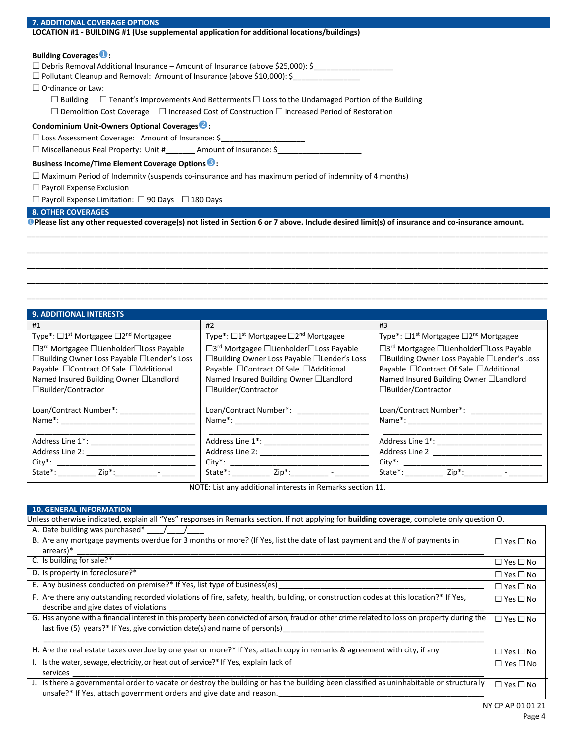## 7. ADDITIONAL COVERAGE OPTIONS

**LOCATION #1 - BUILDING #1 (Use supplemental application for additional locations/buildings)**

**Building Coverages ❶:**

☐ Debris Removal Additional Insurance – Amount of Insurance (above $25,000): $___________________

☐ Pollutant Cleanup and Removal: Amount of Insurance (above $10,000): $________________

☐ Ordinance or Law:

☐ Building ☐ Tenant's Improvements And Betterments ☐ Loss to the Undamaged Portion of the Building

☐ Demolition Cost Coverage ☐ Increased Cost of Construction ☐ Increased Period of Restoration

**Condominium Unit-Owners Optional Coverages ❷:**

☐ Loss Assessment Coverage: Amount of Insurance: $____________________

☐ Miscellaneous Real Property: Unit #_______ Amount of Insurance: $____________________

**Business Income/Time Element Coverage Options ❸:**

☐ Maximum Period of Indemnity (suspends co-insurance and has maximum period of indemnity of 4 months)

☐ Payroll Expense Exclusion

☐ Payroll Expense Limitation: ☐ 90 Days ☐ 180 Days

## 8. OTHER COVERAGES

❶**Please list any other requested coverage(s) not listed in Section 6 or 7 above. Include desired limit(s) of insurance and co-insurance amount.**

______________________________________________________________________________________________

______________________________________________________________________________________________

______________________________________________________________________________________________

______________________________________________________________________________________________

______________________________________________________________________________________________

## 9. ADDITIONAL INTERESTS

| #1 | #2 | #3 |
|---|---|---|
| Type*: ☐1st Mortgage ☐2nd Mortgage ☐3rd Mortgage ☐Lienholder☐Loss Payable ☐Building Owner Loss Payable ☐Lender's Loss Payable ☐Contract Of Sale ☐Additional Named Insured Building Owner ☐Landlord ☐Builder/Contractor | Type*: ☐1st Mortgage ☐2nd Mortgage ☐3rd Mortgage ☐Lienholder☐Loss Payable ☐Building Owner Loss Payable ☐Lender's Loss Payable ☐Contract Of Sale ☐Additional Named Insured Building Owner ☐Landlord ☐Builder/Contractor | Type*: ☐1st Mortgage ☐2nd Mortgage ☐3rd Mortgage ☐Lienholder☐Loss Payable ☐Building Owner Loss Payable ☐Lender's Loss Payable ☐Contract Of Sale ☐Additional Named Insured Building Owner ☐Landlord ☐Builder/Contractor |
| Loan/Contract Number*: __________________ | Loan/Contract Number*: _________________ | Loan/Contract Number*: _________________ |
| Name*: ______________________________ | Name*: ______________________________ | Name*: ______________________________ |
| Address Line 1*: ________________________ | Address Line 1*: ________________________ | Address Line 1*: ________________________ |
| Address Line 2: ________________________ | Address Line 2: ________________________ | Address Line 2: ________________________ |
| City*: ______________________________ | City*: ______________________________ | City*: ______________________________ |
| State*: _________ Zip*:__________ - ________ | State*: _________ Zip*:_________ - ________ | State*: _________ Zip*:_________ - ________ |

NOTE: List any additional interests in Remarks section 11.

## 10. GENERAL INFORMATION

Unless otherwise indicated, explain all "Yes" responses in Remarks section. If not applying for **building coverage**, complete only question O.

| Question | Response |
|---|---|
| A. Date building was purchased* ____/____/____ | |
| B. Are any mortgage payments overdue for 3 months or more? (If Yes, list the date of last payment and the # of payments in arrears)* ______________________ | ☐ Yes ☐ No |
| C. Is building for sale?* | ☐ Yes ☐ No |
| D. Is property in foreclosure?* | ☐ Yes ☐ No |
| E. Any business conducted on premise?* If Yes, list type of business(es) ______________________ | ☐ Yes ☐ No |
| F. Are there any outstanding recorded violations of fire, safety, health, building, or construction codes at this location?* If Yes, describe and give dates of violations ______________________ | ☐ Yes ☐ No |
| G. Has anyone with a financial interest in this property been convicted of arson, fraud or other crime related to loss on property during the last five (5) years?* If Yes, give conviction date(s) and name of person(s)______________________ | ☐ Yes ☐ No |
| H. Are the real estate taxes overdue by one year or more?* If Yes, attach copy in remarks & agreement with city, if any | ☐ Yes ☐ No |
| I. Is the water, sewage, electricity, or heat out of service?* If Yes, explain lack of services ______________________ | ☐ Yes ☐ No |
| J. Is there a governmental order to vacate or destroy the building or has the building been classified as uninhabitable or structurally unsafe?* If Yes, attach government orders and give date and reason.______________________ | ☐ Yes ☐ No |

NY CP AP 01 01 21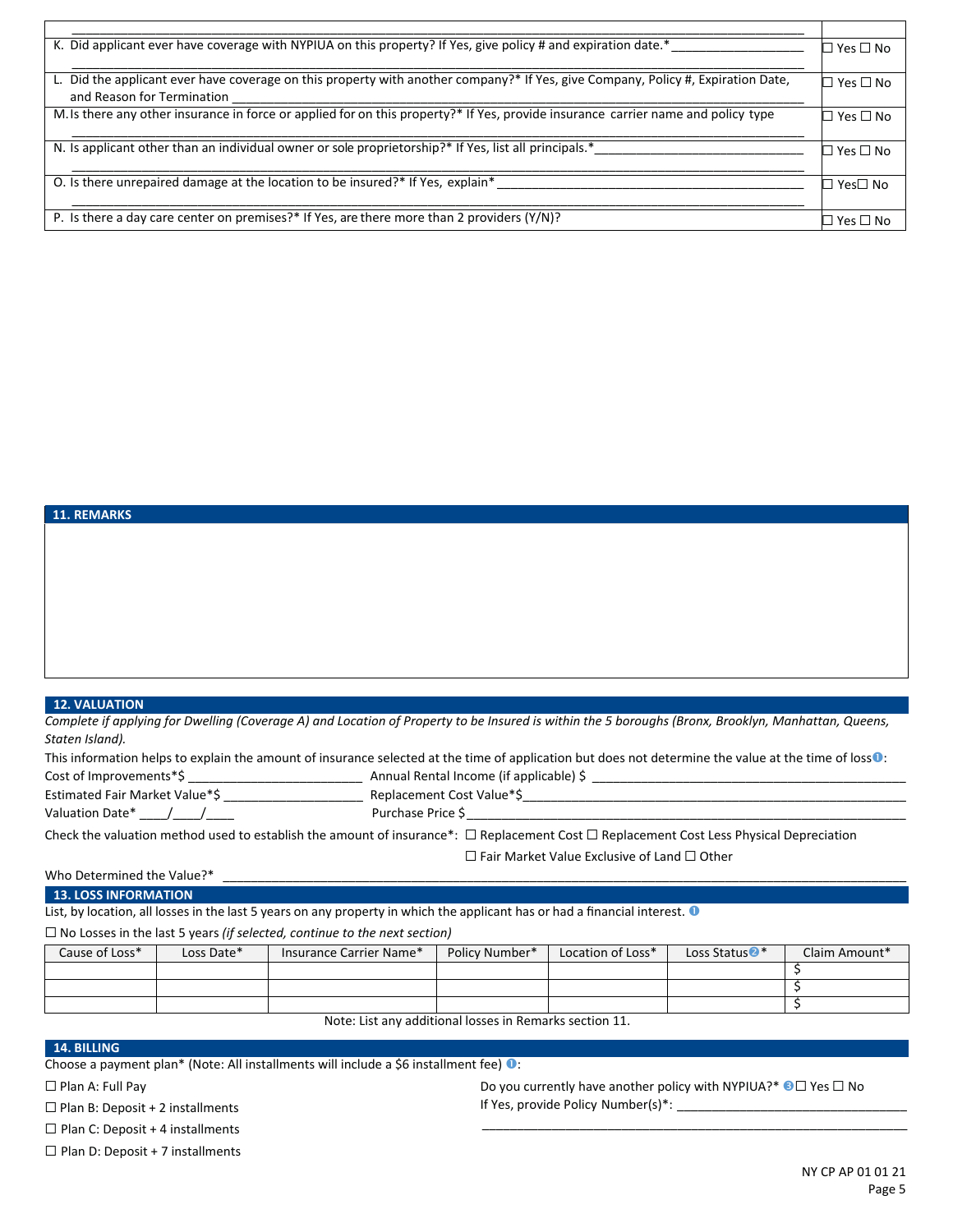| | |
|---|---|
| K. Did applicant ever have coverage with NYPIUA on this property? If Yes, give policy # and expiration date.* ___________________ | ☐ Yes ☐ No |
| L. Did the applicant ever have coverage on this property with another company?* If Yes, give Company, Policy #, Expiration Date, and Reason for Termination ___________________ | ☐ Yes ☐ No |
| M. Is there any other insurance in force or applied for on this property?* If Yes, provide insurance carrier name and policy type ___________________ | ☐ Yes ☐ No |
| N. Is applicant other than an individual owner or sole proprietorship?* If Yes, list all principals.* ___________________ | ☐ Yes ☐ No |
| O. Is there unrepaired damage at the location to be insured?* If Yes, explain* ___________________ | ☐ Yes ☐ No |
| P. Is there a day care center on premises?* If Yes, are there more than 2 providers (Y/N)? | ☐ Yes ☐ No |

## 11. REMARKS

## 12. VALUATION

*Complete if applying for Dwelling (Coverage A) and Location of Property to be Insured is within the 5 boroughs (Bronx, Brooklyn, Manhattan, Queens, Staten Island).*

This information helps to explain the amount of insurance selected at the time of application but does not determine the value at the time of loss ❶:

Cost of Improvements*$ ________________________ Annual Rental Income (if applicable) $ ________________________

Estimated Fair Market Value*$ ____________________ Replacement Cost Value*$________________________

Valuation Date* ____/____/____ Purchase Price $________________________

Check the valuation method used to establish the amount of insurance*: ☐ Replacement Cost ☐ Replacement Cost Less Physical Depreciation ☐ Fair Market Value Exclusive of Land ☐ Other

Who Determined the Value?* ________________________

## 13. LOSS INFORMATION

List, by location, all losses in the last 5 years on any property in which the applicant has or had a financial interest. ❶

☐ No Losses in the last 5 years *(if selected, continue to the next section)*

| Cause of Loss* | Loss Date* | Insurance Carrier Name* | Policy Number* | Location of Loss* | Loss Status❷* | Claim Amount* |
|---|---|---|---|---|---|---|
| | | | | | | $ |
| | | | | | | $ |
| | | | | | | $ |

Note: List any additional losses in Remarks section 11.

## 14. BILLING

Choose a payment plan* (Note: All installments will include a $6 installment fee) ❶:

☐ Plan A: Full Pay

☐ Plan B: Deposit + 2 installments

☐ Plan C: Deposit + 4 installments

☐ Plan D: Deposit + 7 installments

Do you currently have another policy with NYPIUA?* ❸ ☐ Yes ☐ No

If Yes, provide Policy Number(s)*: ________________________

NY CP AP 01 01 21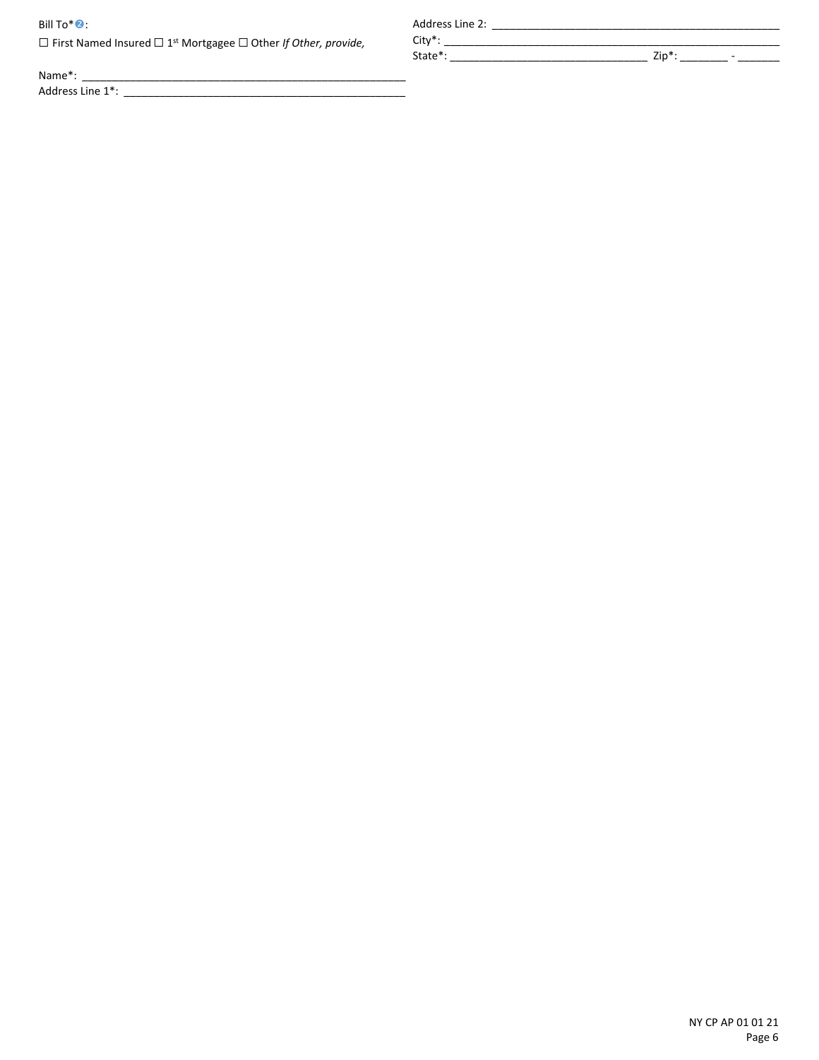Bill To*:

☐ First Named Insured ☐ 1st Mortgagee ☐ Other *If Other, provide,*

Name*: ______________________________________________________

Address Line 1*: ______________________________________________

Address Line 2: _______________________________________________

City*: _________________________________________________________

State*: _________________________________ Zip*: ________ - _______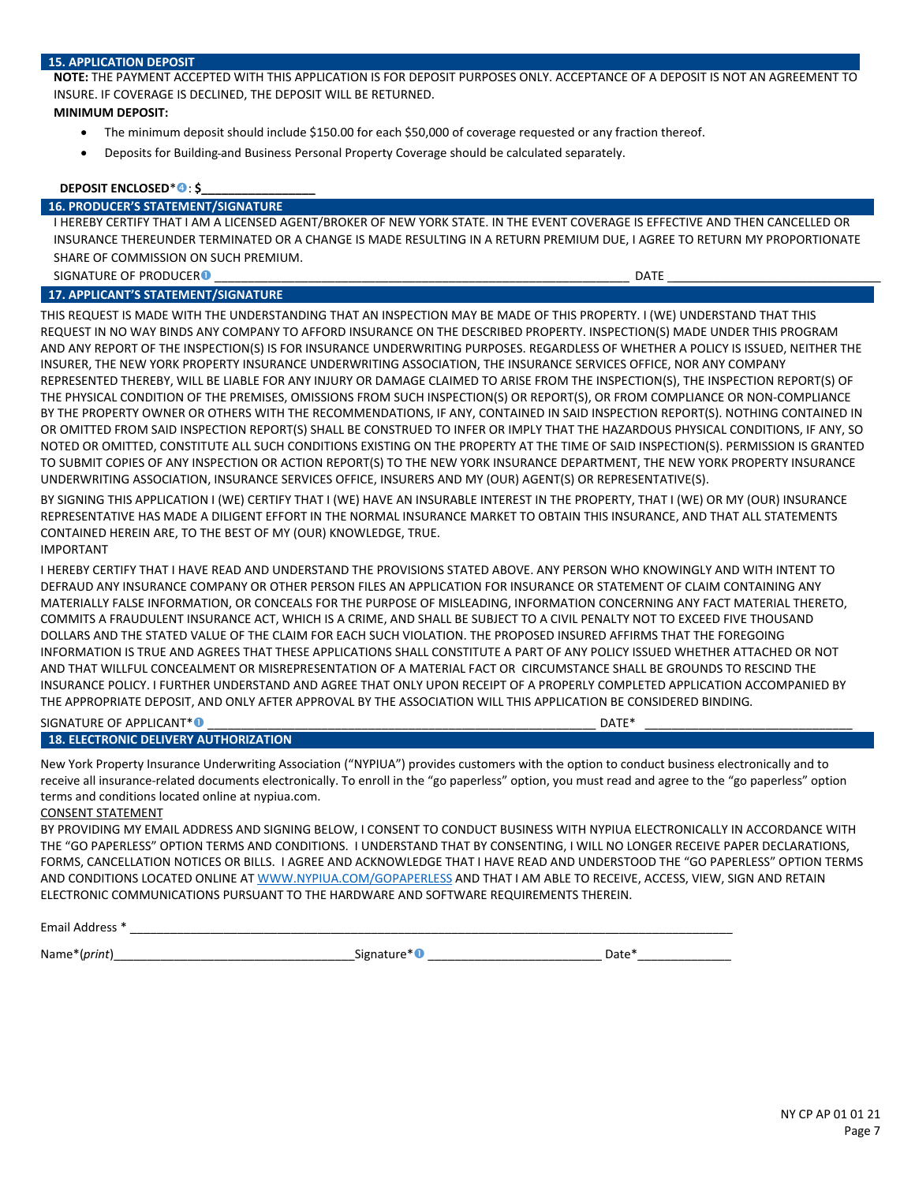## 15. APPLICATION DEPOSIT

**NOTE:** THE PAYMENT ACCEPTED WITH THIS APPLICATION IS FOR DEPOSIT PURPOSES ONLY. ACCEPTANCE OF A DEPOSIT IS NOT AN AGREEMENT TO INSURE. IF COVERAGE IS DECLINED, THE DEPOSIT WILL BE RETURNED.

**MINIMUM DEPOSIT:**

- The minimum deposit should include $150.00 for each $50,000 of coverage requested or any fraction thereof.
- Deposits for Building and Business Personal Property Coverage should be calculated separately.

**DEPOSIT ENCLOSED*❹: $________________**

## 16. PRODUCER'S STATEMENT/SIGNATURE

I HEREBY CERTIFY THAT I AM A LICENSED AGENT/BROKER OF NEW YORK STATE. IN THE EVENT COVERAGE IS EFFECTIVE AND THEN CANCELLED OR INSURANCE THEREUNDER TERMINATED OR A CHANGE IS MADE RESULTING IN A RETURN PREMIUM DUE, I AGREE TO RETURN MY PROPORTIONATE SHARE OF COMMISSION ON SUCH PREMIUM.

SIGNATURE OF PRODUCER❶ ______________________________________________________________ DATE ______________________________

## 17. APPLICANT'S STATEMENT/SIGNATURE

THIS REQUEST IS MADE WITH THE UNDERSTANDING THAT AN INSPECTION MAY BE MADE OF THIS PROPERTY. I (WE) UNDERSTAND THAT THIS REQUEST IN NO WAY BINDS ANY COMPANY TO AFFORD INSURANCE ON THE DESCRIBED PROPERTY. INSPECTION(S) MADE UNDER THIS PROGRAM AND ANY REPORT OF THE INSPECTION(S) IS FOR INSURANCE UNDERWRITING PURPOSES. REGARDLESS OF WHETHER A POLICY IS ISSUED, NEITHER THE INSURER, THE NEW YORK PROPERTY INSURANCE UNDERWRITING ASSOCIATION, THE INSURANCE SERVICES OFFICE, NOR ANY COMPANY REPRESENTED THEREBY, WILL BE LIABLE FOR ANY INJURY OR DAMAGE CLAIMED TO ARISE FROM THE INSPECTION(S), THE INSPECTION REPORT(S) OF THE PHYSICAL CONDITION OF THE PREMISES, OMISSIONS FROM SUCH INSPECTION(S) OR REPORT(S), OR FROM COMPLIANCE OR NON-COMPLIANCE BY THE PROPERTY OWNER OR OTHERS WITH THE RECOMMENDATIONS, IF ANY, CONTAINED IN SAID INSPECTION REPORT(S). NOTHING CONTAINED IN OR OMITTED FROM SAID INSPECTION REPORT(S) SHALL BE CONSTRUED TO INFER OR IMPLY THAT THE HAZARDOUS PHYSICAL CONDITIONS, IF ANY, SO NOTED OR OMITTED, CONSTITUTE ALL SUCH CONDITIONS EXISTING ON THE PROPERTY AT THE TIME OF SAID INSPECTION(S). PERMISSION IS GRANTED TO SUBMIT COPIES OF ANY INSPECTION OR ACTION REPORT(S) TO THE NEW YORK INSURANCE DEPARTMENT, THE NEW YORK PROPERTY INSURANCE UNDERWRITING ASSOCIATION, INSURANCE SERVICES OFFICE, INSURERS AND MY (OUR) AGENT(S) OR REPRESENTATIVE(S).

BY SIGNING THIS APPLICATION I (WE) CERTIFY THAT I (WE) HAVE AN INSURABLE INTEREST IN THE PROPERTY, THAT I (WE) OR MY (OUR) INSURANCE REPRESENTATIVE HAS MADE A DILIGENT EFFORT IN THE NORMAL INSURANCE MARKET TO OBTAIN THIS INSURANCE, AND THAT ALL STATEMENTS CONTAINED HEREIN ARE, TO THE BEST OF MY (OUR) KNOWLEDGE, TRUE.

IMPORTANT

I HEREBY CERTIFY THAT I HAVE READ AND UNDERSTAND THE PROVISIONS STATED ABOVE. ANY PERSON WHO KNOWINGLY AND WITH INTENT TO DEFRAUD ANY INSURANCE COMPANY OR OTHER PERSON FILES AN APPLICATION FOR INSURANCE OR STATEMENT OF CLAIM CONTAINING ANY MATERIALLY FALSE INFORMATION, OR CONCEALS FOR THE PURPOSE OF MISLEADING, INFORMATION CONCERNING ANY FACT MATERIAL THERETO, COMMITS A FRAUDULENT INSURANCE ACT, WHICH IS A CRIME, AND SHALL BE SUBJECT TO A CIVIL PENALTY NOT TO EXCEED FIVE THOUSAND DOLLARS AND THE STATED VALUE OF THE CLAIM FOR EACH SUCH VIOLATION. THE PROPOSED INSURED AFFIRMS THAT THE FOREGOING INFORMATION IS TRUE AND AGREES THAT THESE APPLICATIONS SHALL CONSTITUTE A PART OF ANY POLICY ISSUED WHETHER ATTACHED OR NOT AND THAT WILLFUL CONCEALMENT OR MISREPRESENTATION OF A MATERIAL FACT OR CIRCUMSTANCE SHALL BE GROUNDS TO RESCIND THE INSURANCE POLICY. I FURTHER UNDERSTAND AND AGREE THAT ONLY UPON RECEIPT OF A PROPERLY COMPLETED APPLICATION ACCOMPANIED BY THE APPROPRIATE DEPOSIT, AND ONLY AFTER APPROVAL BY THE ASSOCIATION WILL THIS APPLICATION BE CONSIDERED BINDING.

SIGNATURE OF APPLICANT*❶ ______________________________________________________________ DATE* ______________________________

## 18. ELECTRONIC DELIVERY AUTHORIZATION

New York Property Insurance Underwriting Association ("NYPIUA") provides customers with the option to conduct business electronically and to receive all insurance-related documents electronically. To enroll in the "go paperless" option, you must read and agree to the "go paperless" option terms and conditions located online at nypiua.com.

CONSENT STATEMENT

BY PROVIDING MY EMAIL ADDRESS AND SIGNING BELOW, I CONSENT TO CONDUCT BUSINESS WITH NYPIUA ELECTRONICALLY IN ACCORDANCE WITH THE "GO PAPERLESS" OPTION TERMS AND CONDITIONS. I UNDERSTAND THAT BY CONSENTING, I WILL NO LONGER RECEIVE PAPER DECLARATIONS, FORMS, CANCELLATION NOTICES OR BILLS. I AGREE AND ACKNOWLEDGE THAT I HAVE READ AND UNDERSTOOD THE "GO PAPERLESS" OPTION TERMS AND CONDITIONS LOCATED ONLINE AT [WWW.NYPIUA.COM/GOPAPERLESS](http://WWW.NYPIUA.COM/GOPAPERLESS) AND THAT I AM ABLE TO RECEIVE, ACCESS, VIEW, SIGN AND RETAIN ELECTRONIC COMMUNICATIONS PURSUANT TO THE HARDWARE AND SOFTWARE REQUIREMENTS THEREIN.

Email Address * ________________________________________________________________________________________

Name*(*print*)___________________________________ Signature*❶ ________________________ Date*_____________

NY CP AP 01 01 21